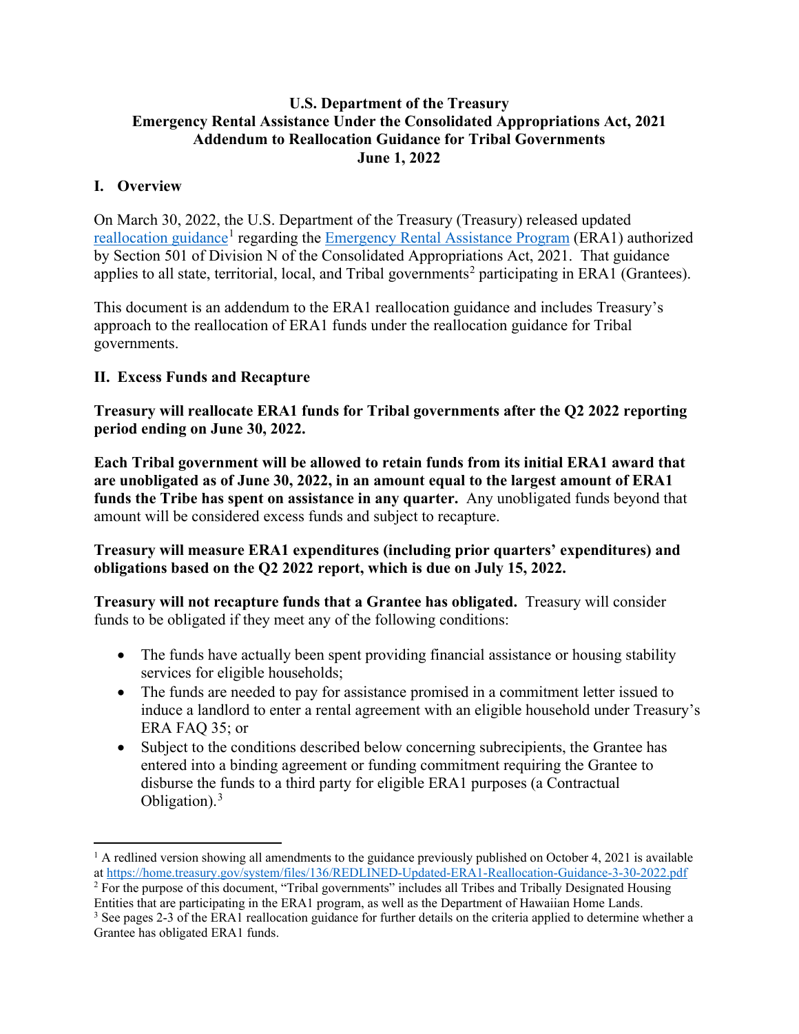**U.S. Department of the Treasury**
**Emergency Rental Assistance Under the Consolidated Appropriations Act, 2021**
**Addendum to Reallocation Guidance for Tribal Governments**
**June 1, 2022**

## I. Overview

On March 30, 2022, the U.S. Department of the Treasury (Treasury) released updated reallocation guidance[1] regarding the Emergency Rental Assistance Program (ERA1) authorized by Section 501 of Division N of the Consolidated Appropriations Act, 2021. That guidance applies to all state, territorial, local, and Tribal governments[2] participating in ERA1 (Grantees).

This document is an addendum to the ERA1 reallocation guidance and includes Treasury's approach to the reallocation of ERA1 funds under the reallocation guidance for Tribal governments.

## II. Excess Funds and Recapture

**Treasury will reallocate ERA1 funds for Tribal governments after the Q2 2022 reporting period ending on June 30, 2022.**

**Each Tribal government will be allowed to retain funds from its initial ERA1 award that are unobligated as of June 30, 2022, in an amount equal to the largest amount of ERA1 funds the Tribe has spent on assistance in any quarter.** Any unobligated funds beyond that amount will be considered excess funds and subject to recapture.

**Treasury will measure ERA1 expenditures (including prior quarters' expenditures) and obligations based on the Q2 2022 report, which is due on July 15, 2022.**

**Treasury will not recapture funds that a Grantee has obligated.** Treasury will consider funds to be obligated if they meet any of the following conditions:

- The funds have actually been spent providing financial assistance or housing stability services for eligible households;
- The funds are needed to pay for assistance promised in a commitment letter issued to induce a landlord to enter a rental agreement with an eligible household under Treasury's ERA FAQ 35; or
- Subject to the conditions described below concerning subrecipients, the Grantee has entered into a binding agreement or funding commitment requiring the Grantee to disburse the funds to a third party for eligible ERA1 purposes (a Contractual Obligation).[3]

---

[1] A redlined version showing all amendments to the guidance previously published on October 4, 2021 is available at https://home.treasury.gov/system/files/136/REDLINED-Updated-ERA1-Reallocation-Guidance-3-30-2022.pdf

[2] For the purpose of this document, "Tribal governments" includes all Tribes and Tribally Designated Housing Entities that are participating in the ERA1 program, as well as the Department of Hawaiian Home Lands.

[3] See pages 2-3 of the ERA1 reallocation guidance for further details on the criteria applied to determine whether a Grantee has obligated ERA1 funds.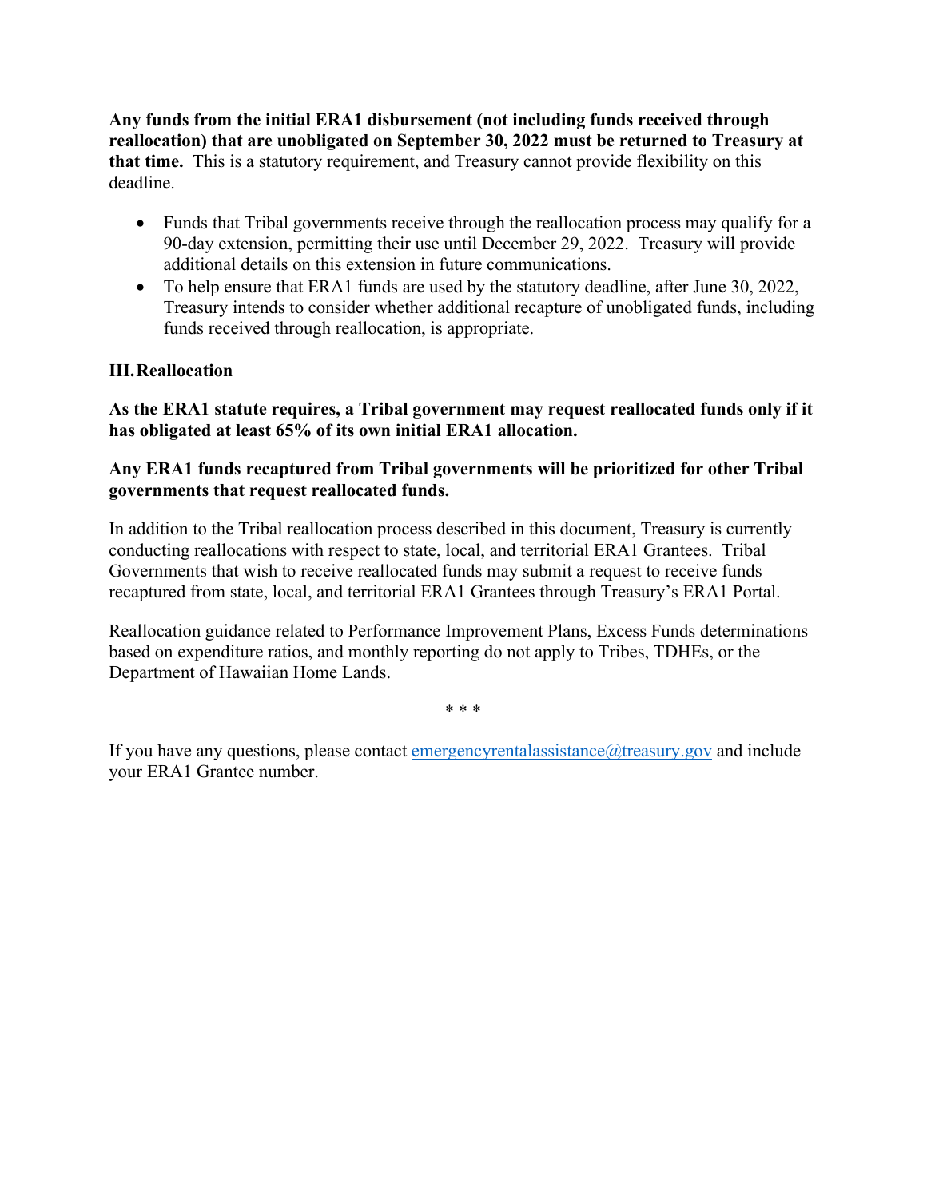**Any funds from the initial ERA1 disbursement (not including funds received through reallocation) that are unobligated on September 30, 2022 must be returned to Treasury at that time.** This is a statutory requirement, and Treasury cannot provide flexibility on this deadline.

- Funds that Tribal governments receive through the reallocation process may qualify for a 90-day extension, permitting their use until December 29, 2022. Treasury will provide additional details on this extension in future communications.
- To help ensure that ERA1 funds are used by the statutory deadline, after June 30, 2022, Treasury intends to consider whether additional recapture of unobligated funds, including funds received through reallocation, is appropriate.

## III. Reallocation

**As the ERA1 statute requires, a Tribal government may request reallocated funds only if it has obligated at least 65% of its own initial ERA1 allocation.**

**Any ERA1 funds recaptured from Tribal governments will be prioritized for other Tribal governments that request reallocated funds.**

In addition to the Tribal reallocation process described in this document, Treasury is currently conducting reallocations with respect to state, local, and territorial ERA1 Grantees. Tribal Governments that wish to receive reallocated funds may submit a request to receive funds recaptured from state, local, and territorial ERA1 Grantees through Treasury's ERA1 Portal.

Reallocation guidance related to Performance Improvement Plans, Excess Funds determinations based on expenditure ratios, and monthly reporting do not apply to Tribes, TDHEs, or the Department of Hawaiian Home Lands.

\* \* \*

If you have any questions, please contact emergencyrentalassistance@treasury.gov and include your ERA1 Grantee number.